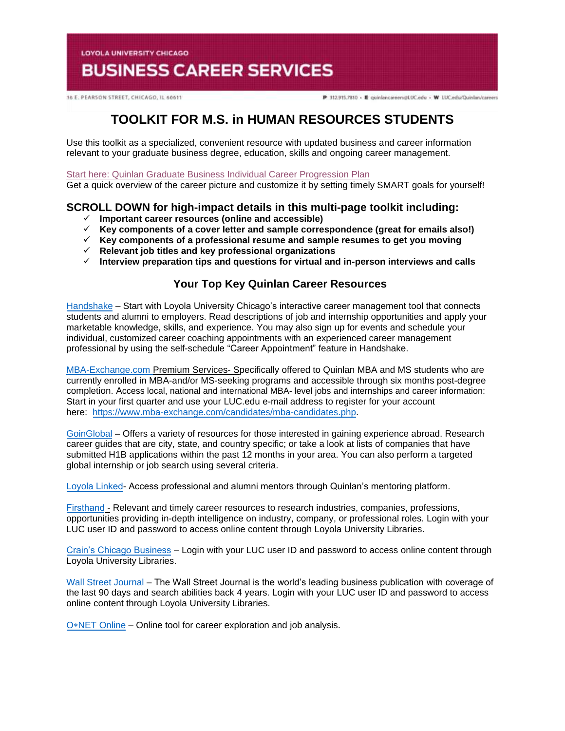LOYOLA UNIVERSITY CHICAGO

# BUSINESS CAREER SERVICES

16 E. PEARSON STREET, CHICAGO, IL 60611 P 312.915.7810 • E quinlancareers@LUC.edu • W LUC.edu/Quinlan/careers

# TOOLKIT FOR M.S. in HUMAN RESOURCES STUDENTS

Use this toolkit as a specialized, convenient resource with updated business and career information relevant to your graduate business degree, education, skills and ongoing career management.

Start here: Quinlan Graduate Business Individual Career Progression Plan
Get a quick overview of the career picture and customize it by setting timely SMART goals for yourself!

## SCROLL DOWN for high-impact details in this multi-page toolkit including:

- ✓ **Important career resources (online and accessible)**
- ✓ **Key components of a cover letter and sample correspondence (great for emails also!)**
- ✓ **Key components of a professional resume and sample resumes to get you moving**
- ✓ **Relevant job titles and key professional organizations**
- ✓ **Interview preparation tips and questions for virtual and in-person interviews and calls**

## Your Top Key Quinlan Career Resources

Handshake – Start with Loyola University Chicago's interactive career management tool that connects students and alumni to employers. Read descriptions of job and internship opportunities and apply your marketable knowledge, skills, and experience. You may also sign up for events and schedule your individual, customized career coaching appointments with an experienced career management professional by using the self-schedule "Career Appointment" feature in Handshake.

MBA-Exchange.com Premium Services- Specifically offered to Quinlan MBA and MS students who are currently enrolled in MBA-and/or MS-seeking programs and accessible through six months post-degree completion. Access local, national and international MBA- level jobs and internships and career information: Start in your first quarter and use your LUC.edu e-mail address to register for your account here: https://www.mba-exchange.com/candidates/mba-candidates.php.

GoinGlobal – Offers a variety of resources for those interested in gaining experience abroad. Research career guides that are city, state, and country specific; or take a look at lists of companies that have submitted H1B applications within the past 12 months in your area. You can also perform a targeted global internship or job search using several criteria.

Loyola Linked- Access professional and alumni mentors through Quinlan's mentoring platform.

Firsthand - Relevant and timely career resources to research industries, companies, professions, opportunities providing in-depth intelligence on industry, company, or professional roles. Login with your LUC user ID and password to access online content through Loyola University Libraries.

Crain's Chicago Business – Login with your LUC user ID and password to access online content through Loyola University Libraries.

Wall Street Journal – The Wall Street Journal is the world's leading business publication with coverage of the last 90 days and search abilities back 4 years. Login with your LUC user ID and password to access online content through Loyola University Libraries.

O*NET Online – Online tool for career exploration and job analysis.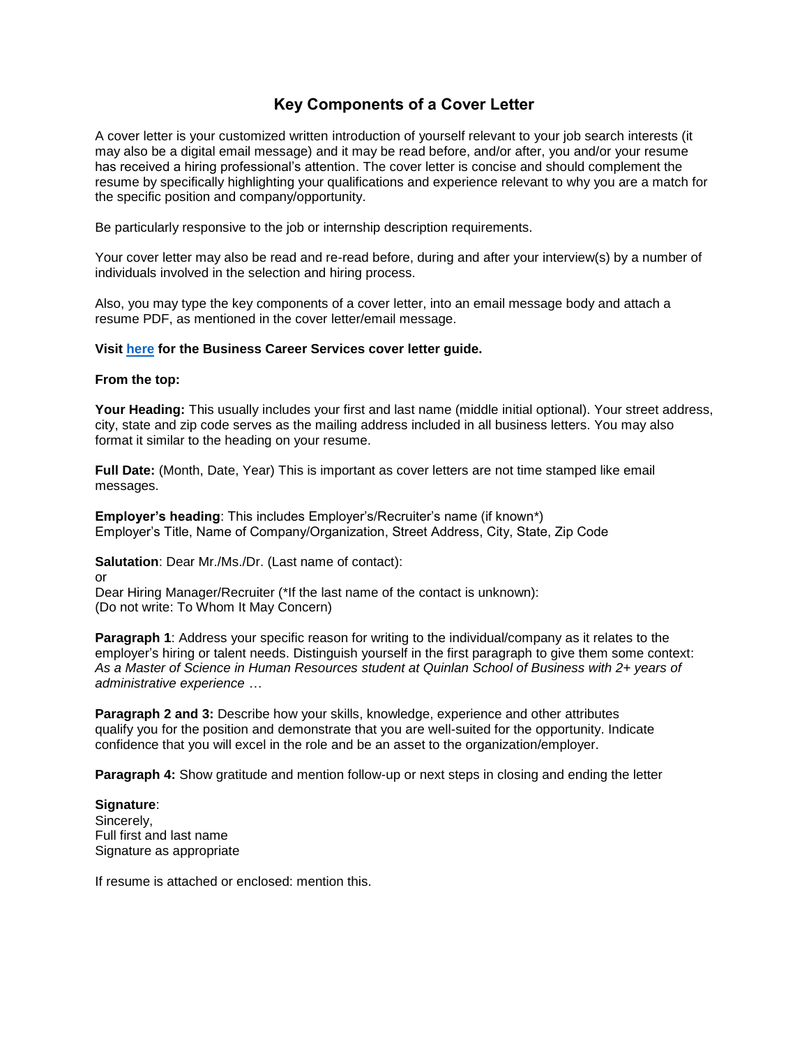# Key Components of a Cover Letter

A cover letter is your customized written introduction of yourself relevant to your job search interests (it may also be a digital email message) and it may be read before, and/or after, you and/or your resume has received a hiring professional's attention. The cover letter is concise and should complement the resume by specifically highlighting your qualifications and experience relevant to why you are a match for the specific position and company/opportunity.

Be particularly responsive to the job or internship description requirements.

Your cover letter may also be read and re-read before, during and after your interview(s) by a number of individuals involved in the selection and hiring process.

Also, you may type the key components of a cover letter, into an email message body and attach a resume PDF, as mentioned in the cover letter/email message.

**Visit here for the Business Career Services cover letter guide.**

**From the top:**

**Your Heading:** This usually includes your first and last name (middle initial optional). Your street address, city, state and zip code serves as the mailing address included in all business letters. You may also format it similar to the heading on your resume.

**Full Date:** (Month, Date, Year) This is important as cover letters are not time stamped like email messages.

**Employer's heading**: This includes Employer's/Recruiter's name (if known*)
Employer's Title, Name of Company/Organization, Street Address, City, State, Zip Code

**Salutation**: Dear Mr./Ms./Dr. (Last name of contact):
or
Dear Hiring Manager/Recruiter (*If the last name of the contact is unknown):
(Do not write: To Whom It May Concern)

**Paragraph 1**: Address your specific reason for writing to the individual/company as it relates to the employer's hiring or talent needs. Distinguish yourself in the first paragraph to give them some context: *As a Master of Science in Human Resources student at Quinlan School of Business with 2+ years of administrative experience …*

**Paragraph 2 and 3:** Describe how your skills, knowledge, experience and other attributes qualify you for the position and demonstrate that you are well-suited for the opportunity. Indicate confidence that you will excel in the role and be an asset to the organization/employer.

**Paragraph 4:** Show gratitude and mention follow-up or next steps in closing and ending the letter

**Signature**:
Sincerely,
Full first and last name
Signature as appropriate

If resume is attached or enclosed: mention this.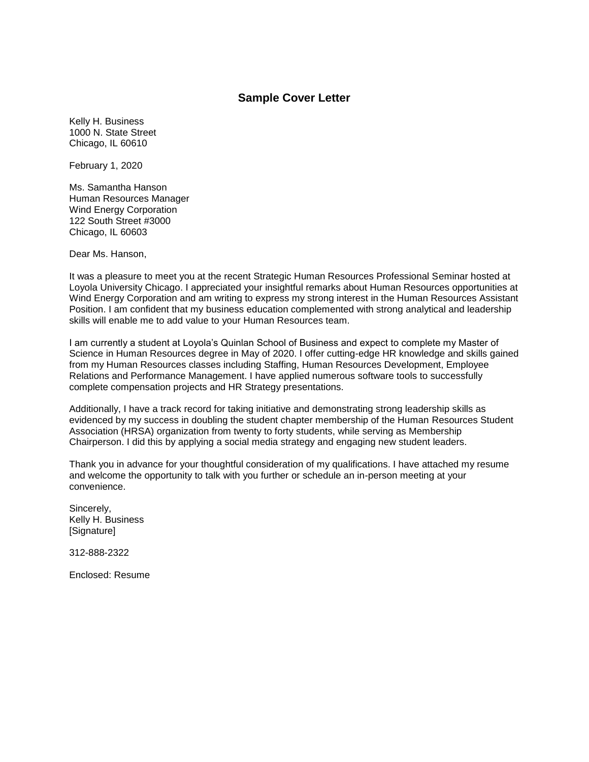# Sample Cover Letter

Kelly H. Business
1000 N. State Street
Chicago, IL 60610

February 1, 2020

Ms. Samantha Hanson
Human Resources Manager
Wind Energy Corporation
122 South Street #3000
Chicago, IL 60603

Dear Ms. Hanson,

It was a pleasure to meet you at the recent Strategic Human Resources Professional Seminar hosted at Loyola University Chicago. I appreciated your insightful remarks about Human Resources opportunities at Wind Energy Corporation and am writing to express my strong interest in the Human Resources Assistant Position. I am confident that my business education complemented with strong analytical and leadership skills will enable me to add value to your Human Resources team.

I am currently a student at Loyola's Quinlan School of Business and expect to complete my Master of Science in Human Resources degree in May of 2020. I offer cutting-edge HR knowledge and skills gained from my Human Resources classes including Staffing, Human Resources Development, Employee Relations and Performance Management. I have applied numerous software tools to successfully complete compensation projects and HR Strategy presentations.

Additionally, I have a track record for taking initiative and demonstrating strong leadership skills as evidenced by my success in doubling the student chapter membership of the Human Resources Student Association (HRSA) organization from twenty to forty students, while serving as Membership Chairperson. I did this by applying a social media strategy and engaging new student leaders.

Thank you in advance for your thoughtful consideration of my qualifications. I have attached my resume and welcome the opportunity to talk with you further or schedule an in-person meeting at your convenience.

Sincerely,
Kelly H. Business
[Signature]

312-888-2322

Enclosed: Resume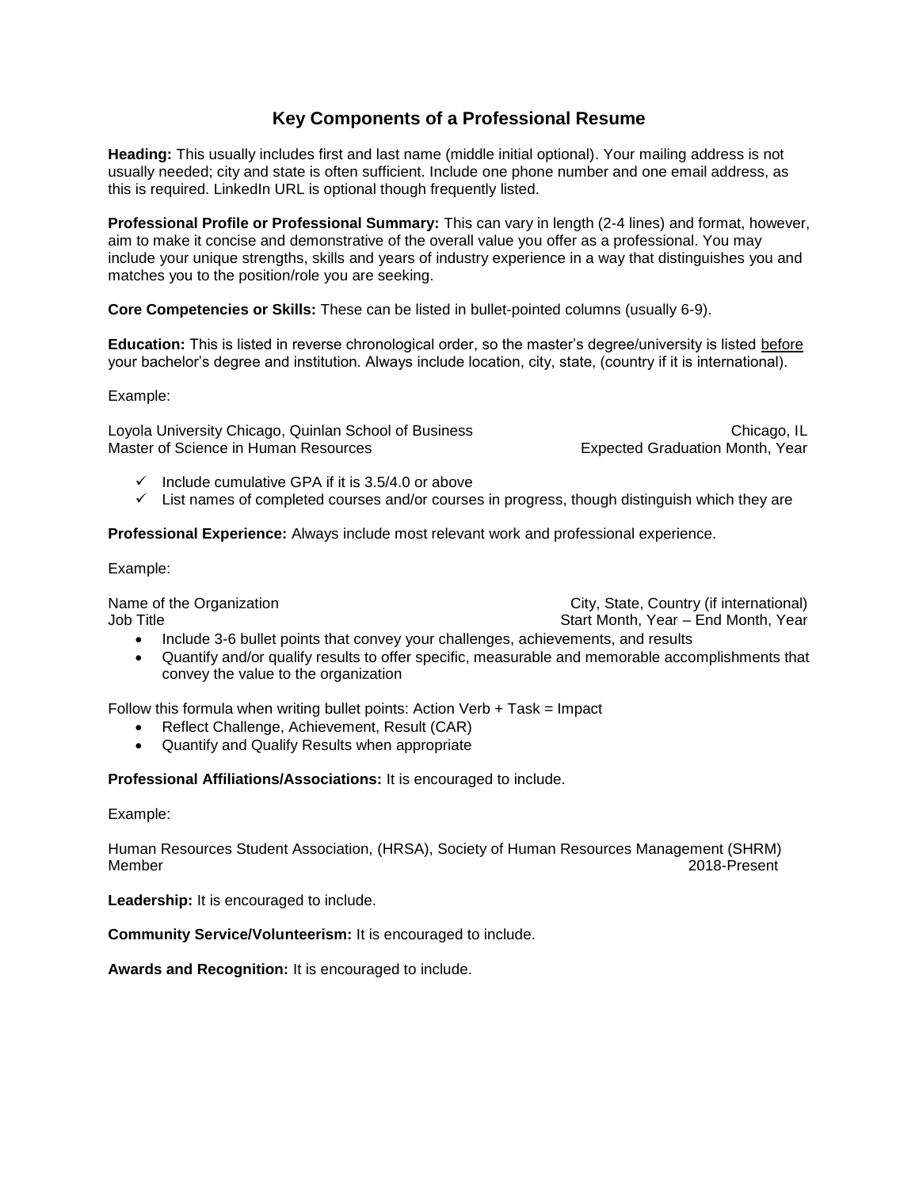# Key Components of a Professional Resume

**Heading:** This usually includes first and last name (middle initial optional). Your mailing address is not usually needed; city and state is often sufficient. Include one phone number and one email address, as this is required. LinkedIn URL is optional though frequently listed.

**Professional Profile or Professional Summary:** This can vary in length (2-4 lines) and format, however, aim to make it concise and demonstrative of the overall value you offer as a professional. You may include your unique strengths, skills and years of industry experience in a way that distinguishes you and matches you to the position/role you are seeking.

**Core Competencies or Skills:** These can be listed in bullet-pointed columns (usually 6-9).

**Education:** This is listed in reverse chronological order, so the master's degree/university is listed <u>before</u> your bachelor's degree and institution. Always include location, city, state, (country if it is international).

Example:

Loyola University Chicago, Quinlan School of Business                Chicago, IL
Master of Science in Human Resources                Expected Graduation Month, Year

- ✓ Include cumulative GPA if it is 3.5/4.0 or above
- ✓ List names of completed courses and/or courses in progress, though distinguish which they are

**Professional Experience:** Always include most relevant work and professional experience.

Example:

Name of the Organization                City, State, Country (if international)
Job Title                Start Month, Year – End Month, Year

- Include 3-6 bullet points that convey your challenges, achievements, and results
- Quantify and/or qualify results to offer specific, measurable and memorable accomplishments that convey the value to the organization

Follow this formula when writing bullet points: Action Verb + Task = Impact

- Reflect Challenge, Achievement, Result (CAR)
- Quantify and Qualify Results when appropriate

**Professional Affiliations/Associations:** It is encouraged to include.

Example:

Human Resources Student Association, (HRSA), Society of Human Resources Management (SHRM)
Member                2018-Present

**Leadership:** It is encouraged to include.

**Community Service/Volunteerism:** It is encouraged to include.

**Awards and Recognition:** It is encouraged to include.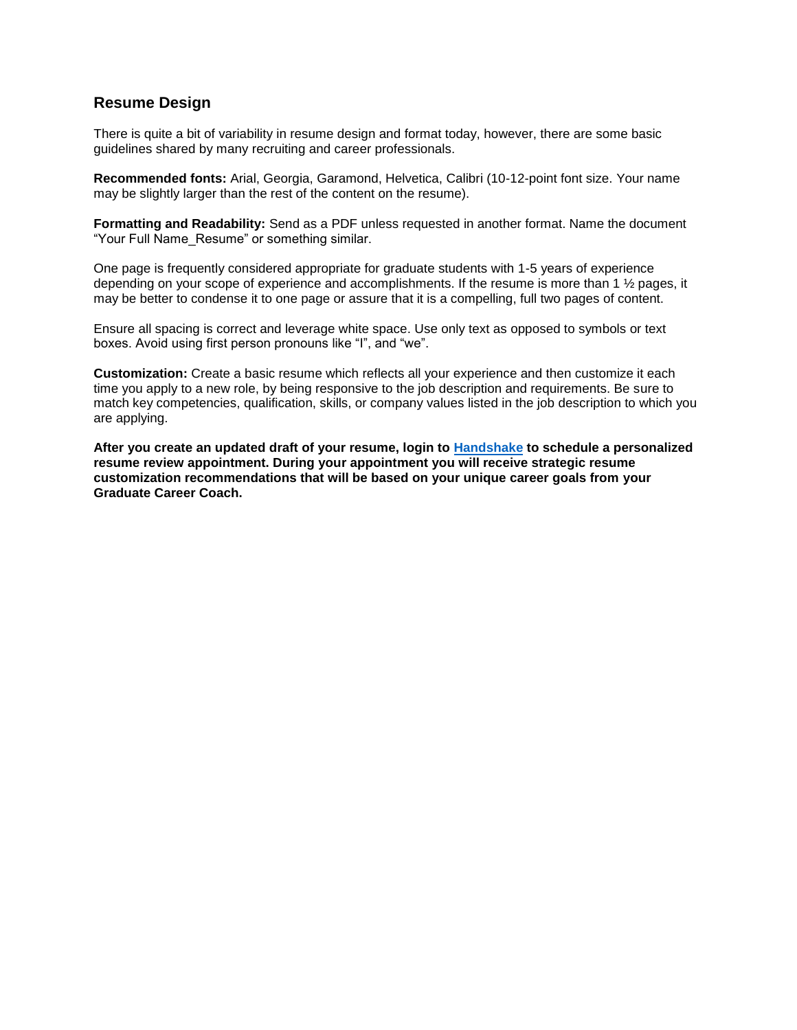## Resume Design

There is quite a bit of variability in resume design and format today, however, there are some basic guidelines shared by many recruiting and career professionals.

**Recommended fonts:** Arial, Georgia, Garamond, Helvetica, Calibri (10-12-point font size. Your name may be slightly larger than the rest of the content on the resume).

**Formatting and Readability:** Send as a PDF unless requested in another format. Name the document "Your Full Name_Resume" or something similar.

One page is frequently considered appropriate for graduate students with 1-5 years of experience depending on your scope of experience and accomplishments. If the resume is more than 1 ½ pages, it may be better to condense it to one page or assure that it is a compelling, full two pages of content.

Ensure all spacing is correct and leverage white space. Use only text as opposed to symbols or text boxes. Avoid using first person pronouns like "I", and "we".

**Customization:** Create a basic resume which reflects all your experience and then customize it each time you apply to a new role, by being responsive to the job description and requirements. Be sure to match key competencies, qualification, skills, or company values listed in the job description to which you are applying.

**After you create an updated draft of your resume, login to [Handshake](Handshake) to schedule a personalized resume review appointment. During your appointment you will receive strategic resume customization recommendations that will be based on your unique career goals from your Graduate Career Coach.**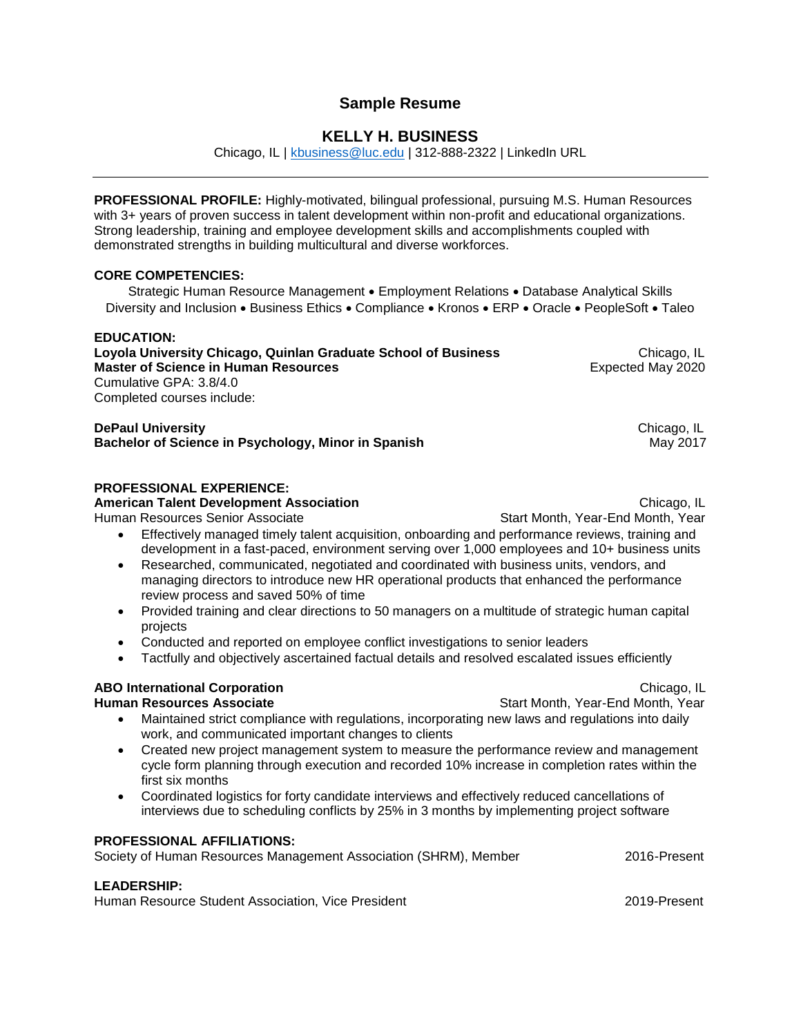# Sample Resume

## KELLY H. BUSINESS

Chicago, IL | kbusiness@luc.edu | 312-888-2322 | LinkedIn URL

---

**PROFESSIONAL PROFILE:** Highly-motivated, bilingual professional, pursuing M.S. Human Resources with 3+ years of proven success in talent development within non-profit and educational organizations. Strong leadership, training and employee development skills and accomplishments coupled with demonstrated strengths in building multicultural and diverse workforces.

**CORE COMPETENCIES:**

Strategic Human Resource Management • Employment Relations • Database Analytical Skills
Diversity and Inclusion • Business Ethics • Compliance • Kronos • ERP • Oracle • PeopleSoft • Taleo

**EDUCATION:**

**Loyola University Chicago, Quinlan Graduate School of Business** — Chicago, IL
**Master of Science in Human Resources** — Expected May 2020
Cumulative GPA: 3.8/4.0
Completed courses include:

**DePaul University** — Chicago, IL
**Bachelor of Science in Psychology, Minor in Spanish** — May 2017

**PROFESSIONAL EXPERIENCE:**

**American Talent Development Association** — Chicago, IL
Human Resources Senior Associate — Start Month, Year-End Month, Year

- Effectively managed timely talent acquisition, onboarding and performance reviews, training and development in a fast-paced, environment serving over 1,000 employees and 10+ business units
- Researched, communicated, negotiated and coordinated with business units, vendors, and managing directors to introduce new HR operational products that enhanced the performance review process and saved 50% of time
- Provided training and clear directions to 50 managers on a multitude of strategic human capital projects
- Conducted and reported on employee conflict investigations to senior leaders
- Tactfully and objectively ascertained factual details and resolved escalated issues efficiently

**ABO International Corporation** — Chicago, IL
**Human Resources Associate** — Start Month, Year-End Month, Year

- Maintained strict compliance with regulations, incorporating new laws and regulations into daily work, and communicated important changes to clients
- Created new project management system to measure the performance review and management cycle form planning through execution and recorded 10% increase in completion rates within the first six months
- Coordinated logistics for forty candidate interviews and effectively reduced cancellations of interviews due to scheduling conflicts by 25% in 3 months by implementing project software

**PROFESSIONAL AFFILIATIONS:**

Society of Human Resources Management Association (SHRM), Member — 2016-Present

**LEADERSHIP:**

Human Resource Student Association, Vice President — 2019-Present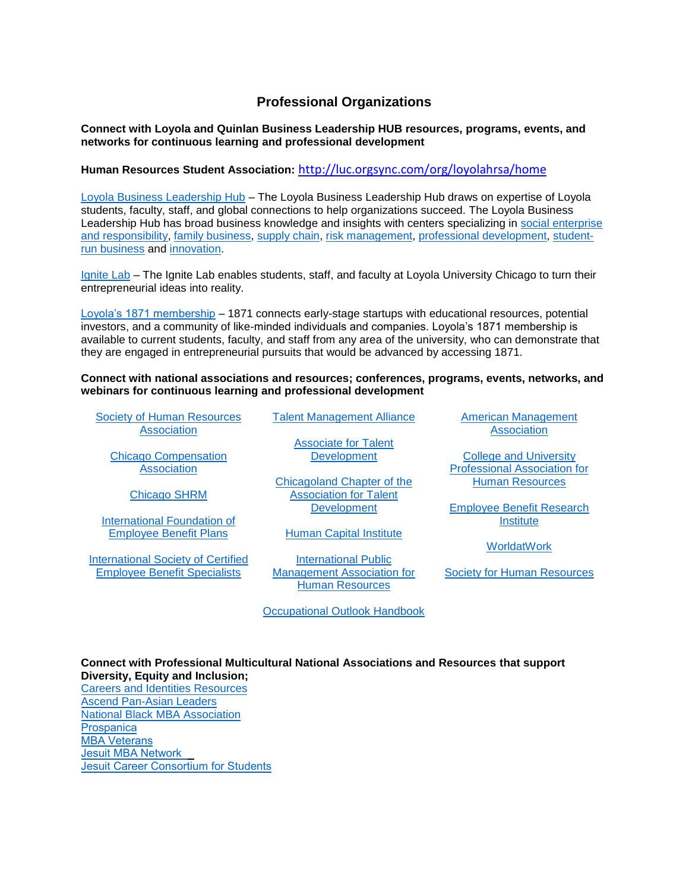# Professional Organizations

**Connect with Loyola and Quinlan Business Leadership HUB resources, programs, events, and networks for continuous learning and professional development**

**Human Resources Student Association:** http://luc.orgsync.com/org/loyolahrsa/home

Loyola Business Leadership Hub – The Loyola Business Leadership Hub draws on expertise of Loyola students, faculty, staff, and global connections to help organizations succeed. The Loyola Business Leadership Hub has broad business knowledge and insights with centers specializing in social enterprise and responsibility, family business, supply chain, risk management, professional development, student-run business and innovation.

Ignite Lab – The Ignite Lab enables students, staff, and faculty at Loyola University Chicago to turn their entrepreneurial ideas into reality.

Loyola's 1871 membership – 1871 connects early-stage startups with educational resources, potential investors, and a community of like-minded individuals and companies. Loyola's 1871 membership is available to current students, faculty, and staff from any area of the university, who can demonstrate that they are engaged in entrepreneurial pursuits that would be advanced by accessing 1871.

**Connect with national associations and resources; conferences, programs, events, networks, and webinars for continuous learning and professional development**

- Society of Human Resources Association
- Chicago Compensation Association
- Chicago SHRM
- International Foundation of Employee Benefit Plans
- International Society of Certified Employee Benefit Specialists
- Talent Management Alliance
- Associate for Talent Development
- Chicagoland Chapter of the Association for Talent Development
- Human Capital Institute
- International Public Management Association for Human Resources
- American Management Association
- College and University Professional Association for Human Resources
- Employee Benefit Research Institute
- WorldatWork
- Society for Human Resources
- Occupational Outlook Handbook

**Connect with Professional Multicultural National Associations and Resources that support Diversity, Equity and Inclusion;**

- Careers and Identities Resources
- Ascend Pan-Asian Leaders
- National Black MBA Association
- Prospanica
- MBA Veterans
- Jesuit MBA Network
- Jesuit Career Consortium for Students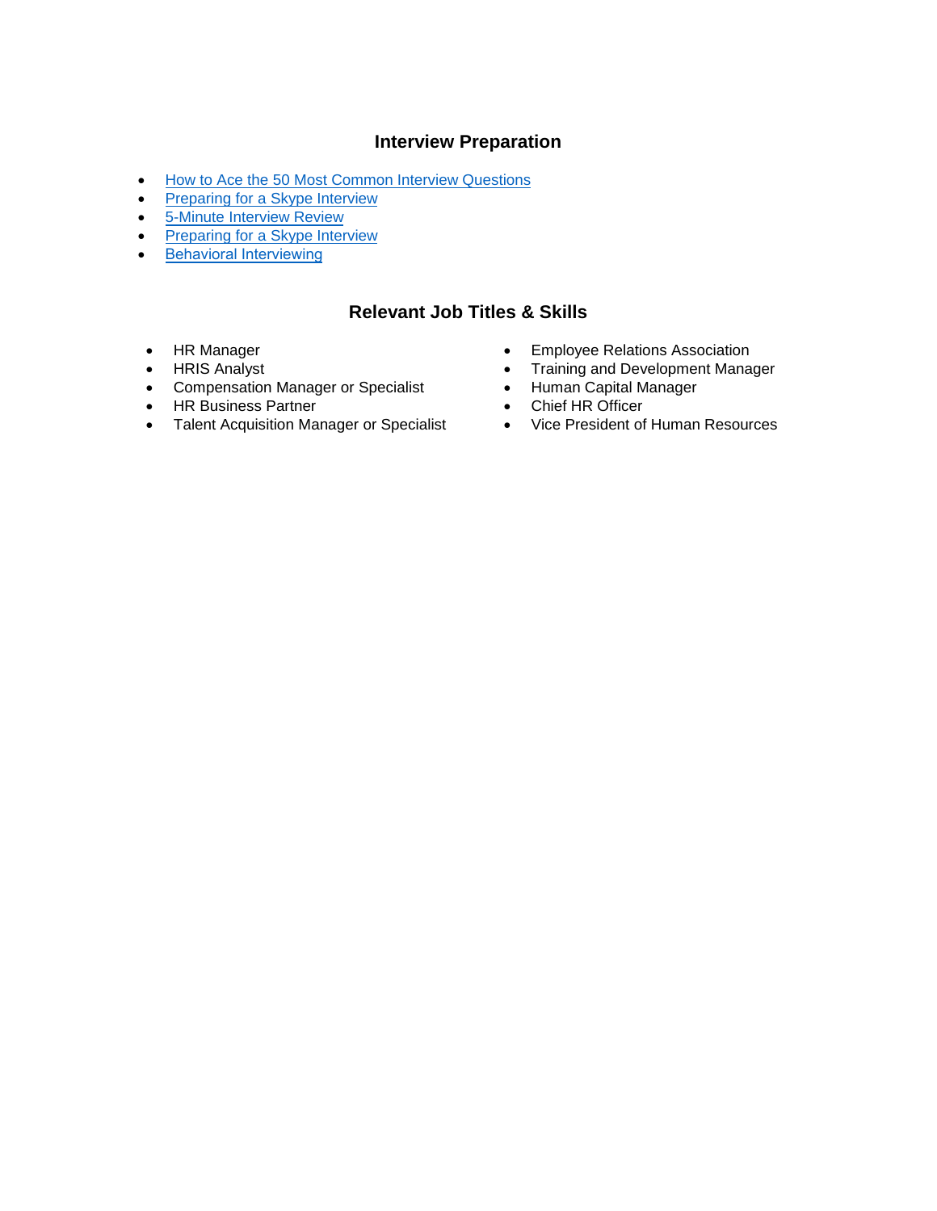## Interview Preparation

- How to Ace the 50 Most Common Interview Questions
- Preparing for a Skype Interview
- 5-Minute Interview Review
- Preparing for a Skype Interview
- Behavioral Interviewing

## Relevant Job Titles & Skills

- HR Manager
- HRIS Analyst
- Compensation Manager or Specialist
- HR Business Partner
- Talent Acquisition Manager or Specialist
- Employee Relations Association
- Training and Development Manager
- Human Capital Manager
- Chief HR Officer
- Vice President of Human Resources